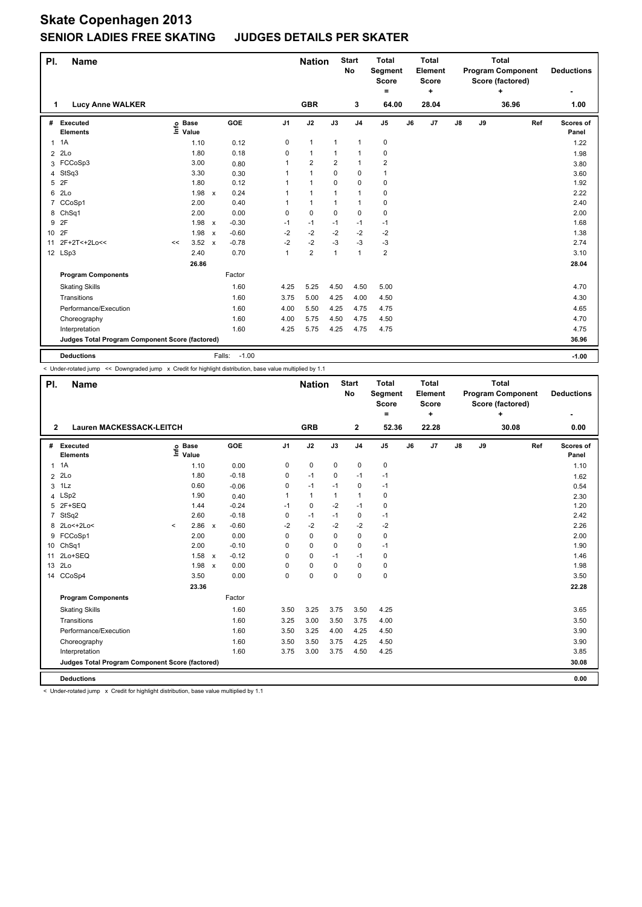# Skate Copenhagen 2013

## SENIOR LADIES FREE SKATING JUDGES DETAILS PER SKATER

| Pl. | Name | Nation | Start No | Total Segment Score = | Total Element Score + | Total Program Component Score (factored) + | Deductions - |
|---|---|---|---|---|---|---|---|
| 1 | Lucy Anne WALKER | GBR | 3 | 64.00 | 28.04 | 36.96 | 1.00 |

| # | Executed Elements | Info | Base Value | | GOE | J1 | J2 | J3 | J4 | J5 | J6 | J7 | J8 | J9 | Ref | Scores of Panel |
|---|---|---|---|---|---|---|---|---|---|---|---|---|---|---|---|---|
| 1 | 1A | | 1.10 | | 0.12 | 0 | 1 | 1 | 1 | 0 | | | | | | 1.22 |
| 2 | 2Lo | | 1.80 | | 0.18 | 0 | 1 | 1 | 1 | 0 | | | | | | 1.98 |
| 3 | FCCoSp3 | | 3.00 | | 0.80 | 1 | 2 | 2 | 1 | 2 | | | | | | 3.80 |
| 4 | StSq3 | | 3.30 | | 0.30 | 1 | 1 | 0 | 0 | 1 | | | | | | 3.60 |
| 5 | 2F | | 1.80 | | 0.12 | 1 | 1 | 0 | 0 | 0 | | | | | | 1.92 |
| 6 | 2Lo | | 1.98 | x | 0.24 | 1 | 1 | 1 | 1 | 0 | | | | | | 2.22 |
| 7 | CCoSp1 | | 2.00 | | 0.40 | 1 | 1 | 1 | 1 | 0 | | | | | | 2.40 |
| 8 | ChSq1 | | 2.00 | | 0.00 | 0 | 0 | 0 | 0 | 0 | | | | | | 2.00 |
| 9 | 2F | | 1.98 | x | -0.30 | -1 | -1 | -1 | -1 | -1 | | | | | | 1.68 |
| 10 | 2F | | 1.98 | x | -0.60 | -2 | -2 | -2 | -2 | -2 | | | | | | 1.38 |
| 11 | 2F+2T<+2Lo<< | << | 3.52 | x | -0.78 | -2 | -2 | -3 | -3 | -3 | | | | | | 2.74 |
| 12 | LSp3 | | 2.40 | | 0.70 | 1 | 2 | 1 | 1 | 2 | | | | | | 3.10 |
| | | | 26.86 | | | | | | | | | | | | | 28.04 |
| | **Program Components** | | | | Factor | | | | | | | | | | | |
| | Skating Skills | | | | 1.60 | 4.25 | 5.25 | 4.50 | 4.50 | 5.00 | | | | | | 4.70 |
| | Transitions | | | | 1.60 | 3.75 | 5.00 | 4.25 | 4.00 | 4.50 | | | | | | 4.30 |
| | Performance/Execution | | | | 1.60 | 4.00 | 5.50 | 4.25 | 4.75 | 4.75 | | | | | | 4.65 |
| | Choreography | | | | 1.60 | 4.00 | 5.75 | 4.50 | 4.75 | 4.50 | | | | | | 4.70 |
| | Interpretation | | | | 1.60 | 4.25 | 5.75 | 4.25 | 4.75 | 4.75 | | | | | | 4.75 |
| | **Judges Total Program Component Score (factored)** | | | | | | | | | | | | | | | 36.96 |
| | **Deductions** | | | Falls: | -1.00 | | | | | | | | | | | -1.00 |

< Under-rotated jump << Downgraded jump x Credit for highlight distribution, base value multiplied by 1.1

| Pl. | Name | Nation | Start No | Total Segment Score = | Total Element Score + | Total Program Component Score (factored) + | Deductions - |
|---|---|---|---|---|---|---|---|
| 2 | Lauren MACKESSACK-LEITCH | GRB | 2 | 52.36 | 22.28 | 30.08 | 0.00 |

| # | Executed Elements | Info | Base Value | | GOE | J1 | J2 | J3 | J4 | J5 | J6 | J7 | J8 | J9 | Ref | Scores of Panel |
|---|---|---|---|---|---|---|---|---|---|---|---|---|---|---|---|---|
| 1 | 1A | | 1.10 | | 0.00 | 0 | 0 | 0 | 0 | 0 | | | | | | 1.10 |
| 2 | 2Lo | | 1.80 | | -0.18 | 0 | -1 | 0 | -1 | -1 | | | | | | 1.62 |
| 3 | 1Lz | | 0.60 | | -0.06 | 0 | -1 | -1 | 0 | -1 | | | | | | 0.54 |
| 4 | LSp2 | | 1.90 | | 0.40 | 1 | 1 | 1 | 1 | 0 | | | | | | 2.30 |
| 5 | 2F+SEQ | | 1.44 | | -0.24 | -1 | 0 | -2 | -1 | 0 | | | | | | 1.20 |
| 7 | StSq2 | | 2.60 | | -0.18 | 0 | -1 | -1 | 0 | -1 | | | | | | 2.42 |
| 8 | 2Lo<+2Lo< | < | 2.86 | x | -0.60 | -2 | -2 | -2 | -2 | -2 | | | | | | 2.26 |
| 9 | FCCoSp1 | | 2.00 | | 0.00 | 0 | 0 | 0 | 0 | 0 | | | | | | 2.00 |
| 10 | ChSq1 | | 2.00 | | -0.10 | 0 | 0 | 0 | 0 | -1 | | | | | | 1.90 |
| 11 | 2Lo+SEQ | | 1.58 | x | -0.12 | 0 | 0 | -1 | -1 | 0 | | | | | | 1.46 |
| 13 | 2Lo | | 1.98 | x | 0.00 | 0 | 0 | 0 | 0 | 0 | | | | | | 1.98 |
| 14 | CCoSp4 | | 3.50 | | 0.00 | 0 | 0 | 0 | 0 | 0 | | | | | | 3.50 |
| | | | 23.36 | | | | | | | | | | | | | 22.28 |
| | **Program Components** | | | | Factor | | | | | | | | | | | |
| | Skating Skills | | | | 1.60 | 3.50 | 3.25 | 3.75 | 3.50 | 4.25 | | | | | | 3.65 |
| | Transitions | | | | 1.60 | 3.25 | 3.00 | 3.50 | 3.75 | 4.00 | | | | | | 3.50 |
| | Performance/Execution | | | | 1.60 | 3.50 | 3.25 | 4.00 | 4.25 | 4.50 | | | | | | 3.90 |
| | Choreography | | | | 1.60 | 3.50 | 3.50 | 3.75 | 4.25 | 4.50 | | | | | | 3.90 |
| | Interpretation | | | | 1.60 | 3.75 | 3.00 | 3.75 | 4.50 | 4.25 | | | | | | 3.85 |
| | **Judges Total Program Component Score (factored)** | | | | | | | | | | | | | | | 30.08 |
| | **Deductions** | | | | | | | | | | | | | | | 0.00 |

< Under-rotated jump x Credit for highlight distribution, base value multiplied by 1.1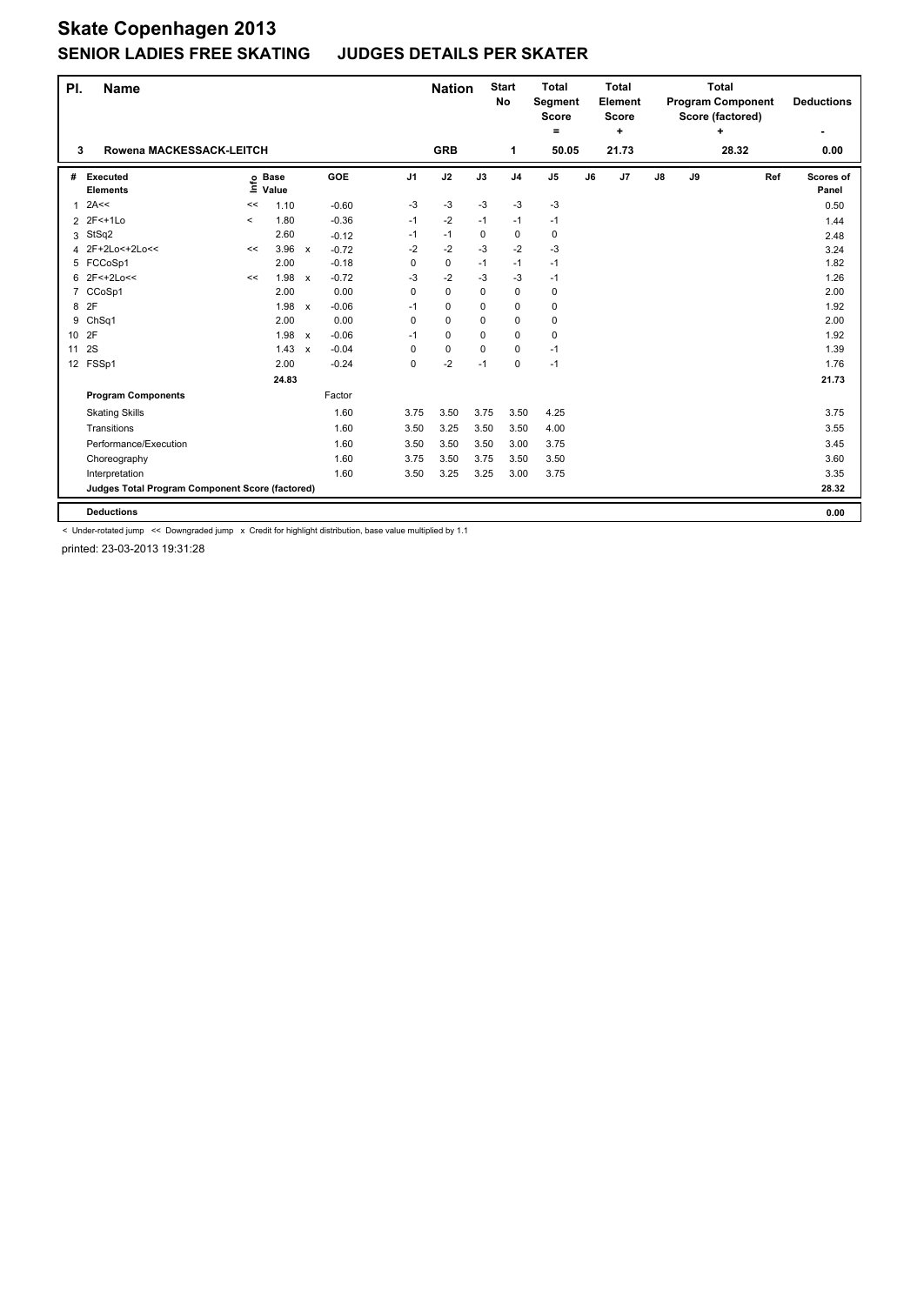# Skate Copenhagen 2013

## SENIOR LADIES FREE SKATING JUDGES DETAILS PER SKATER

| Pl. | Name | Nation | Start No | Total Segment Score = | Total Element Score + | Total Program Component Score (factored) + | Deductions - |
|---|---|---|---|---|---|---|---|
| 3 | Rowena MACKESSACK-LEITCH | GRB | 1 | 50.05 | 21.73 | 28.32 | 0.00 |

| # | Executed Elements | Info | Base Value | | GOE | J1 | J2 | J3 | J4 | J5 | J6 | J7 | J8 | J9 | Ref | Scores of Panel |
|---|---|---|---|---|---|---|---|---|---|---|---|---|---|---|---|---|
| 1 | 2A<< | << | 1.10 | | -0.60 | -3 | -3 | -3 | -3 | -3 | | | | | | 0.50 |
| 2 | 2F<+1Lo | < | 1.80 | | -0.36 | -1 | -2 | -1 | -1 | -1 | | | | | | 1.44 |
| 3 | StSq2 | | 2.60 | | -0.12 | -1 | -1 | 0 | 0 | 0 | | | | | | 2.48 |
| 4 | 2F+2Lo<+2Lo<< | << | 3.96 | x | -0.72 | -2 | -2 | -3 | -2 | -3 | | | | | | 3.24 |
| 5 | FCCoSp1 | | 2.00 | | -0.18 | 0 | 0 | -1 | -1 | -1 | | | | | | 1.82 |
| 6 | 2F<+2Lo<< | << | 1.98 | x | -0.72 | -3 | -2 | -3 | -3 | -1 | | | | | | 1.26 |
| 7 | CCoSp1 | | 2.00 | | 0.00 | 0 | 0 | 0 | 0 | 0 | | | | | | 2.00 |
| 8 | 2F | | 1.98 | x | -0.06 | -1 | 0 | 0 | 0 | 0 | | | | | | 1.92 |
| 9 | ChSq1 | | 2.00 | | 0.00 | 0 | 0 | 0 | 0 | 0 | | | | | | 2.00 |
| 10 | 2F | | 1.98 | x | -0.06 | -1 | 0 | 0 | 0 | 0 | | | | | | 1.92 |
| 11 | 2S | | 1.43 | x | -0.04 | 0 | 0 | 0 | 0 | -1 | | | | | | 1.39 |
| 12 | FSSp1 | | 2.00 | | -0.24 | 0 | -2 | -1 | 0 | -1 | | | | | | 1.76 |
| | | | 24.83 | | | | | | | | | | | | | 21.73 |
| | **Program Components** | | | | Factor | | | | | | | | | | | |
| | Skating Skills | | | | 1.60 | 3.75 | 3.50 | 3.75 | 3.50 | 4.25 | | | | | | 3.75 |
| | Transitions | | | | 1.60 | 3.50 | 3.25 | 3.50 | 3.50 | 4.00 | | | | | | 3.55 |
| | Performance/Execution | | | | 1.60 | 3.50 | 3.50 | 3.50 | 3.00 | 3.75 | | | | | | 3.45 |
| | Choreography | | | | 1.60 | 3.75 | 3.50 | 3.75 | 3.50 | 3.50 | | | | | | 3.60 |
| | Interpretation | | | | 1.60 | 3.50 | 3.25 | 3.25 | 3.00 | 3.75 | | | | | | 3.35 |
| | **Judges Total Program Component Score (factored)** | | | | | | | | | | | | | | | 28.32 |
| | **Deductions** | | | | | | | | | | | | | | | 0.00 |

< Under-rotated jump << Downgraded jump x Credit for highlight distribution, base value multiplied by 1.1

printed: 23-03-2013 19:31:28